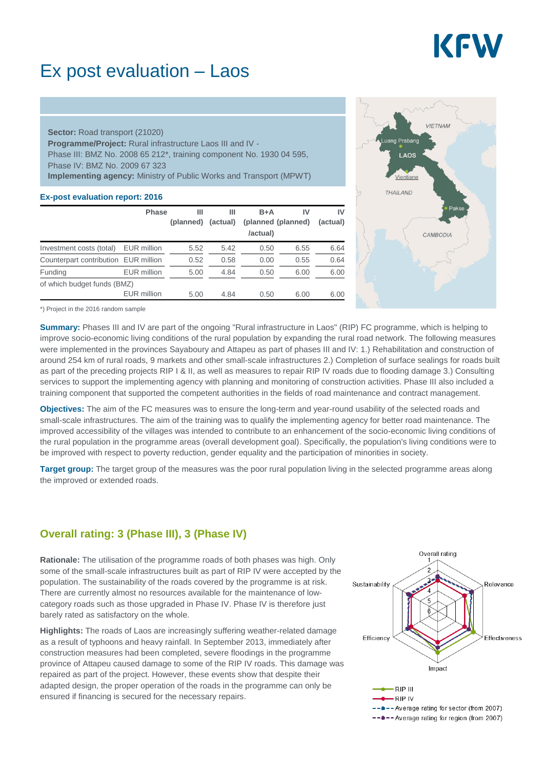# Ex post evaluation – Laos

**Sector:** Road transport (21020)
**Programme/Project:** Rural infrastructure Laos III and IV - Phase III: BMZ No. 2008 65 212*, training component No. 1930 04 595, Phase IV: BMZ No. 2009 67 323
**Implementing agency:** Ministry of Public Works and Transport (MPWT)

**Ex-post evaluation report: 2016**

| | Phase | III (planned) | III (actual) | B+A (planned /actual) | IV (planned) | IV (actual) |
|---|---|---|---|---|---|---|
| Investment costs (total) | EUR million | 5.52 | 5.42 | 0.50 | 6.55 | 6.64 |
| Counterpart contribution | EUR million | 0.52 | 0.58 | 0.00 | 0.55 | 0.64 |
| Funding | EUR million | 5.00 | 4.84 | 0.50 | 6.00 | 6.00 |
| of which budget funds (BMZ) | EUR million | 5.00 | 4.84 | 0.50 | 6.00 | 6.00 |

*) Project in the 2016 random sample

**Summary:** Phases III and IV are part of the ongoing "Rural infrastructure in Laos" (RIP) FC programme, which is helping to improve socio-economic living conditions of the rural population by expanding the rural road network. The following measures were implemented in the provinces Sayaboury and Attapeu as part of phases III and IV: 1.) Rehabilitation and construction of around 254 km of rural roads, 9 markets and other small-scale infrastructures 2.) Completion of surface sealings for roads built as part of the preceding projects RIP I & II, as well as measures to repair RIP IV roads due to flooding damage 3.) Consulting services to support the implementing agency with planning and monitoring of construction activities. Phase III also included a training component that supported the competent authorities in the fields of road maintenance and contract management.

**Objectives:** The aim of the FC measures was to ensure the long-term and year-round usability of the selected roads and small-scale infrastructures. The aim of the training was to qualify the implementing agency for better road maintenance. The improved accessibility of the villages was intended to contribute to an enhancement of the socio-economic living conditions of the rural population in the programme areas (overall development goal). Specifically, the population's living conditions were to be improved with respect to poverty reduction, gender equality and the participation of minorities in society.

**Target group:** The target group of the measures was the poor rural population living in the selected programme areas along the improved or extended roads.

## Overall rating: 3 (Phase III), 3 (Phase IV)

**Rationale:** The utilisation of the programme roads of both phases was high. Only some of the small-scale infrastructures built as part of RIP IV were accepted by the population. The sustainability of the roads covered by the programme is at risk. There are currently almost no resources available for the maintenance of low-category roads such as those upgraded in Phase IV. Phase IV is therefore just barely rated as satisfactory on the whole.

**Highlights:** The roads of Laos are increasingly suffering weather-related damage as a result of typhoons and heavy rainfall. In September 2013, immediately after construction measures had been completed, severe floodings in the programme province of Attapeu caused damage to some of the RIP IV roads. This damage was repaired as part of the project. However, these events show that despite their adapted design, the proper operation of the roads in the programme can only be ensured if financing is secured for the necessary repairs.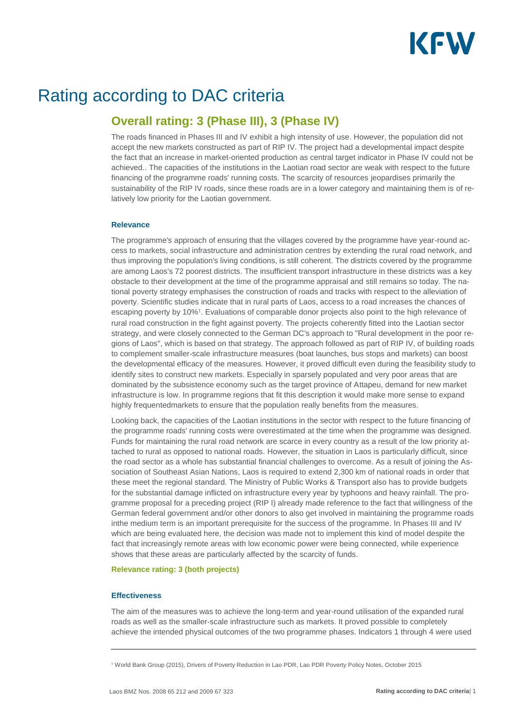# Rating according to DAC criteria

## Overall rating: 3 (Phase III), 3 (Phase IV)

The roads financed in Phases III and IV exhibit a high intensity of use. However, the population did not accept the new markets constructed as part of RIP IV. The project had a developmental impact despite the fact that an increase in market-oriented production as central target indicator in Phase IV could not be achieved.. The capacities of the institutions in the Laotian road sector are weak with respect to the future financing of the programme roads' running costs. The scarcity of resources jeopardises primarily the sustainability of the RIP IV roads, since these roads are in a lower category and maintaining them is of relatively low priority for the Laotian government.

#### Relevance

The programme's approach of ensuring that the villages covered by the programme have year-round access to markets, social infrastructure and administration centres by extending the rural road network, and thus improving the population's living conditions, is still coherent. The districts covered by the programme are among Laos's 72 poorest districts. The insufficient transport infrastructure in these districts was a key obstacle to their development at the time of the programme appraisal and still remains so today. The national poverty strategy emphasises the construction of roads and tracks with respect to the alleviation of poverty. Scientific studies indicate that in rural parts of Laos, access to a road increases the chances of escaping poverty by 10%[1]. Evaluations of comparable donor projects also point to the high relevance of rural road construction in the fight against poverty. The projects coherently fitted into the Laotian sector strategy, and were closely connected to the German DC's approach to "Rural development in the poor regions of Laos", which is based on that strategy. The approach followed as part of RIP IV, of building roads to complement smaller-scale infrastructure measures (boat launches, bus stops and markets) can boost the developmental efficacy of the measures. However, it proved difficult even during the feasibility study to identify sites to construct new markets. Especially in sparsely populated and very poor areas that are dominated by the subsistence economy such as the target province of Attapeu, demand for new market infrastructure is low. In programme regions that fit this description it would make more sense to expand highly frequentedmarkets to ensure that the population really benefits from the measures.

Looking back, the capacities of the Laotian institutions in the sector with respect to the future financing of the programme roads' running costs were overestimated at the time when the programme was designed. Funds for maintaining the rural road network are scarce in every country as a result of the low priority attached to rural as opposed to national roads. However, the situation in Laos is particularly difficult, since the road sector as a whole has substantial financial challenges to overcome. As a result of joining the Association of Southeast Asian Nations, Laos is required to extend 2,300 km of national roads in order that these meet the regional standard. The Ministry of Public Works & Transport also has to provide budgets for the substantial damage inflicted on infrastructure every year by typhoons and heavy rainfall. The programme proposal for a preceding project (RIP I) already made reference to the fact that willingness of the German federal government and/or other donors to also get involved in maintaining the programme roads inthe medium term is an important prerequisite for the success of the programme. In Phases III and IV which are being evaluated here, the decision was made not to implement this kind of model despite the fact that increasingly remote areas with low economic power were being connected, while experience shows that these areas are particularly affected by the scarcity of funds.

**Relevance rating: 3 (both projects)**

#### Effectiveness

The aim of the measures was to achieve the long-term and year-round utilisation of the expanded rural roads as well as the smaller-scale infrastructure such as markets. It proved possible to completely achieve the intended physical outcomes of the two programme phases. Indicators 1 through 4 were used

---

[1] World Bank Group (2015), Drivers of Poverty Reduction in Lao PDR, Lao PDR Poverty Policy Notes, October 2015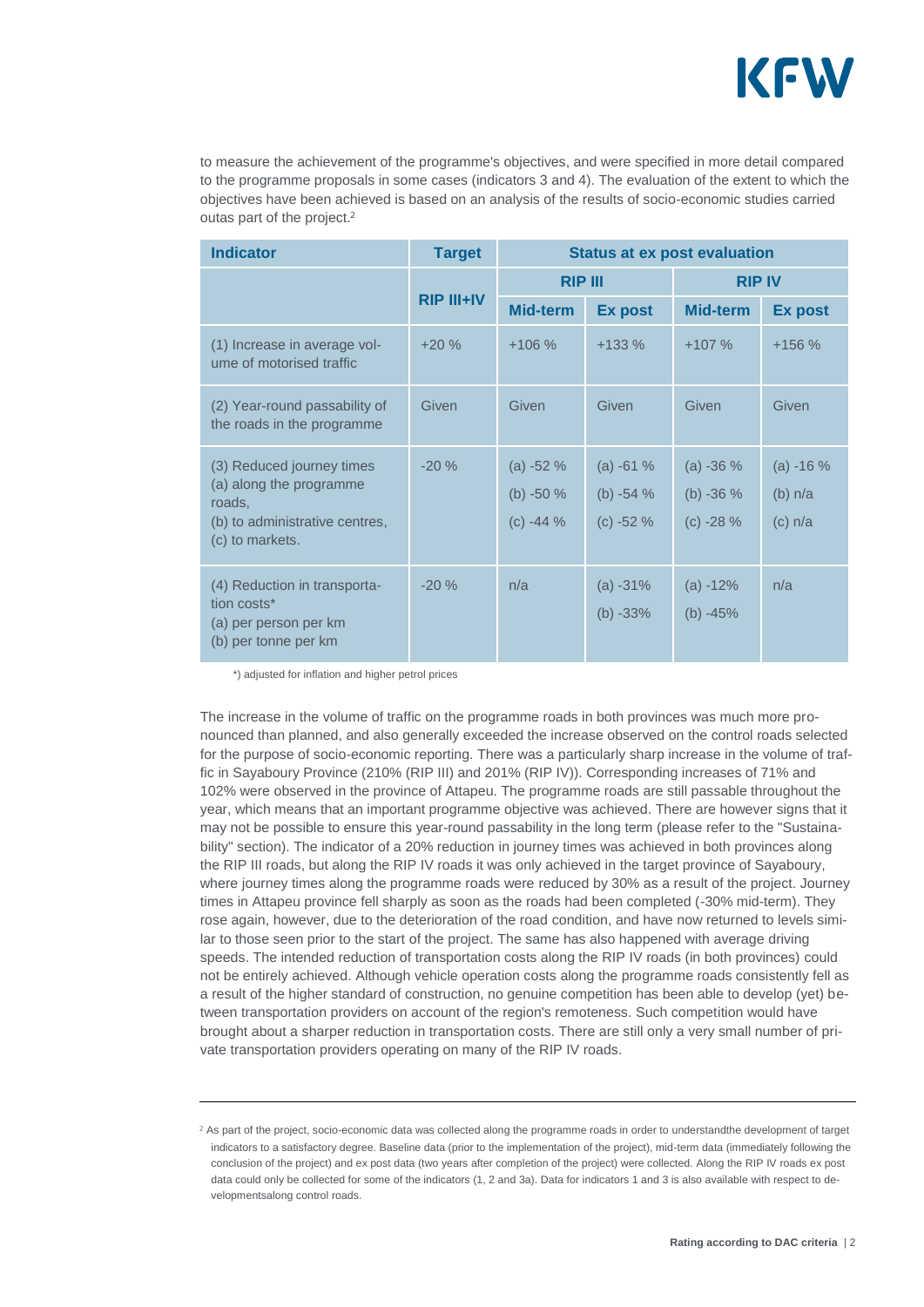to measure the achievement of the programme's objectives, and were specified in more detail compared to the programme proposals in some cases (indicators 3 and 4). The evaluation of the extent to which the objectives have been achieved is based on an analysis of the results of socio-economic studies carried outas part of the project.[2]

| Indicator | Target | Status at ex post evaluation | | | |
|---|---|---|---|---|---|
| | RIP III+IV | RIP III | | RIP IV | |
| | | Mid-term | Ex post | Mid-term | Ex post |
| (1) Increase in average volume of motorised traffic | +20 % | +106 % | +133 % | +107 % | +156 % |
| (2) Year-round passability of the roads in the programme | Given | Given | Given | Given | Given |
| (3) Reduced journey times (a) along the programme roads, (b) to administrative centres, (c) to markets. | -20 % | (a) -52 % (b) -50 % (c) -44 % | (a) -61 % (b) -54 % (c) -52 % | (a) -36 % (b) -36 % (c) -28 % | (a) -16 % (b) n/a (c) n/a |
| (4) Reduction in transportation costs* (a) per person per km (b) per tonne per km | -20 % | n/a | (a) -31% (b) -33% | (a) -12% (b) -45% | n/a |

*) adjusted for inflation and higher petrol prices

The increase in the volume of traffic on the programme roads in both provinces was much more pronounced than planned, and also generally exceeded the increase observed on the control roads selected for the purpose of socio-economic reporting. There was a particularly sharp increase in the volume of traffic in Sayaboury Province (210% (RIP III) and 201% (RIP IV)). Corresponding increases of 71% and 102% were observed in the province of Attapeu. The programme roads are still passable throughout the year, which means that an important programme objective was achieved. There are however signs that it may not be possible to ensure this year-round passability in the long term (please refer to the "Sustainability" section). The indicator of a 20% reduction in journey times was achieved in both provinces along the RIP III roads, but along the RIP IV roads it was only achieved in the target province of Sayaboury, where journey times along the programme roads were reduced by 30% as a result of the project. Journey times in Attapeu province fell sharply as soon as the roads had been completed (-30% mid-term). They rose again, however, due to the deterioration of the road condition, and have now returned to levels similar to those seen prior to the start of the project. The same has also happened with average driving speeds. The intended reduction of transportation costs along the RIP IV roads (in both provinces) could not be entirely achieved. Although vehicle operation costs along the programme roads consistently fell as a result of the higher standard of construction, no genuine competition has been able to develop (yet) between transportation providers on account of the region's remoteness. Such competition would have brought about a sharper reduction in transportation costs. There are still only a very small number of private transportation providers operating on many of the RIP IV roads.

[2] As part of the project, socio-economic data was collected along the programme roads in order to understandthe development of target indicators to a satisfactory degree. Baseline data (prior to the implementation of the project), mid-term data (immediately following the conclusion of the project) and ex post data (two years after completion of the project) were collected. Along the RIP IV roads ex post data could only be collected for some of the indicators (1, 2 and 3a). Data for indicators 1 and 3 is also available with respect to developmentsalong control roads.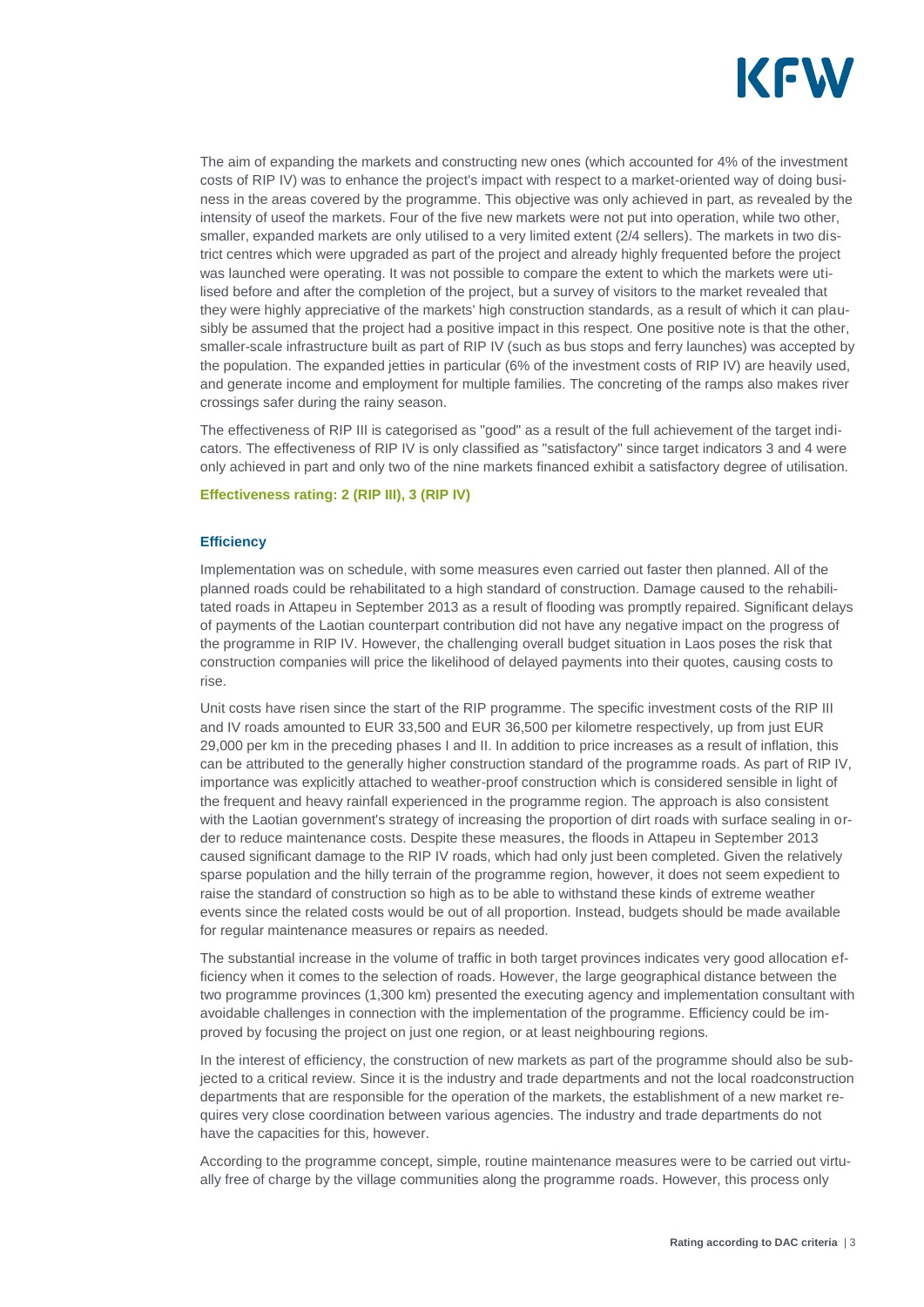The aim of expanding the markets and constructing new ones (which accounted for 4% of the investment costs of RIP IV) was to enhance the project's impact with respect to a market-oriented way of doing business in the areas covered by the programme. This objective was only achieved in part, as revealed by the intensity of useof the markets. Four of the five new markets were not put into operation, while two other, smaller, expanded markets are only utilised to a very limited extent (2/4 sellers). The markets in two district centres which were upgraded as part of the project and already highly frequented before the project was launched were operating. It was not possible to compare the extent to which the markets were utilised before and after the completion of the project, but a survey of visitors to the market revealed that they were highly appreciative of the markets' high construction standards, as a result of which it can plausibly be assumed that the project had a positive impact in this respect. One positive note is that the other, smaller-scale infrastructure built as part of RIP IV (such as bus stops and ferry launches) was accepted by the population. The expanded jetties in particular (6% of the investment costs of RIP IV) are heavily used, and generate income and employment for multiple families. The concreting of the ramps also makes river crossings safer during the rainy season.

The effectiveness of RIP III is categorised as "good" as a result of the full achievement of the target indicators. The effectiveness of RIP IV is only classified as "satisfactory" since target indicators 3 and 4 were only achieved in part and only two of the nine markets financed exhibit a satisfactory degree of utilisation.

**Effectiveness rating: 2 (RIP III), 3 (RIP IV)**

### Efficiency

Implementation was on schedule, with some measures even carried out faster then planned. All of the planned roads could be rehabilitated to a high standard of construction. Damage caused to the rehabilitated roads in Attapeu in September 2013 as a result of flooding was promptly repaired. Significant delays of payments of the Laotian counterpart contribution did not have any negative impact on the progress of the programme in RIP IV. However, the challenging overall budget situation in Laos poses the risk that construction companies will price the likelihood of delayed payments into their quotes, causing costs to rise.

Unit costs have risen since the start of the RIP programme. The specific investment costs of the RIP III and IV roads amounted to EUR 33,500 and EUR 36,500 per kilometre respectively, up from just EUR 29,000 per km in the preceding phases I and II. In addition to price increases as a result of inflation, this can be attributed to the generally higher construction standard of the programme roads. As part of RIP IV, importance was explicitly attached to weather-proof construction which is considered sensible in light of the frequent and heavy rainfall experienced in the programme region. The approach is also consistent with the Laotian government's strategy of increasing the proportion of dirt roads with surface sealing in order to reduce maintenance costs. Despite these measures, the floods in Attapeu in September 2013 caused significant damage to the RIP IV roads, which had only just been completed. Given the relatively sparse population and the hilly terrain of the programme region, however, it does not seem expedient to raise the standard of construction so high as to be able to withstand these kinds of extreme weather events since the related costs would be out of all proportion. Instead, budgets should be made available for regular maintenance measures or repairs as needed.

The substantial increase in the volume of traffic in both target provinces indicates very good allocation efficiency when it comes to the selection of roads. However, the large geographical distance between the two programme provinces (1,300 km) presented the executing agency and implementation consultant with avoidable challenges in connection with the implementation of the programme. Efficiency could be improved by focusing the project on just one region, or at least neighbouring regions.

In the interest of efficiency, the construction of new markets as part of the programme should also be subjected to a critical review. Since it is the industry and trade departments and not the local roadconstruction departments that are responsible for the operation of the markets, the establishment of a new market requires very close coordination between various agencies. The industry and trade departments do not have the capacities for this, however.

According to the programme concept, simple, routine maintenance measures were to be carried out virtually free of charge by the village communities along the programme roads. However, this process only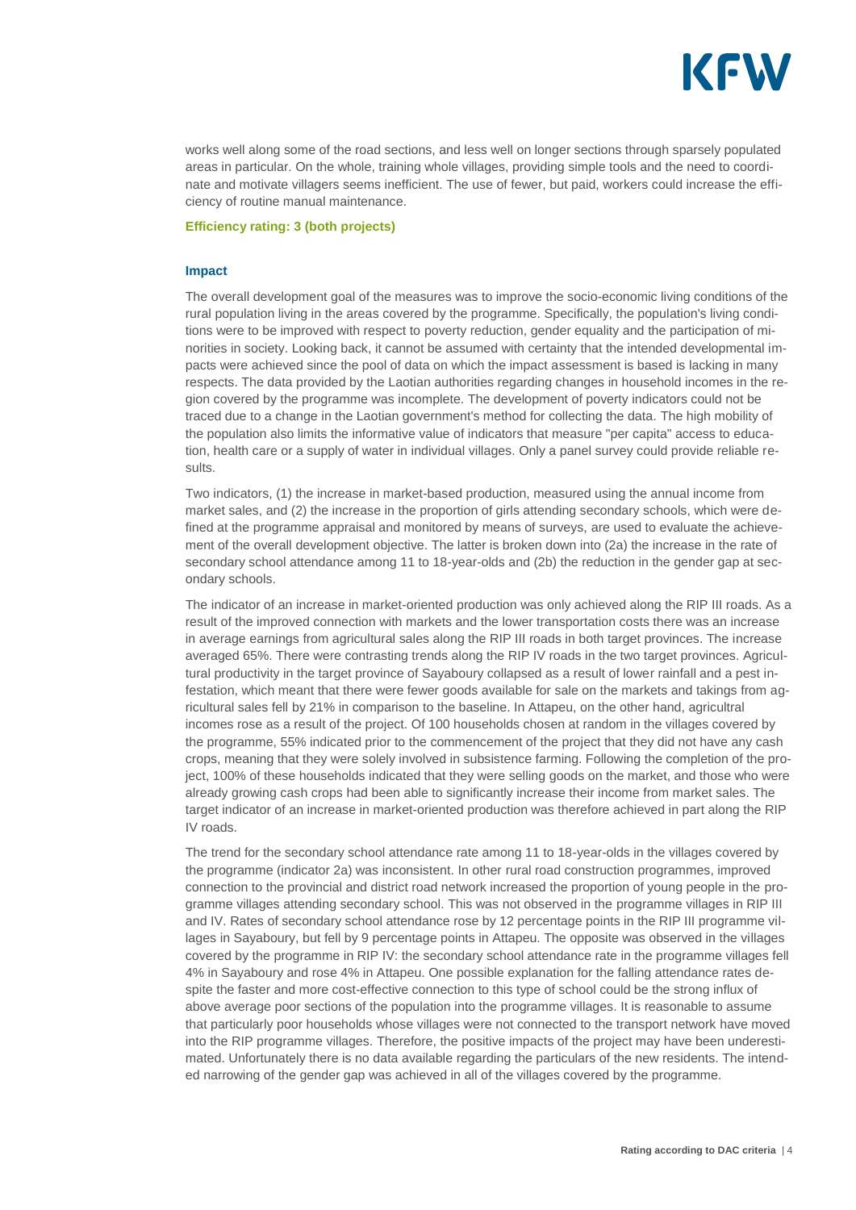works well along some of the road sections, and less well on longer sections through sparsely populated areas in particular. On the whole, training whole villages, providing simple tools and the need to coordinate and motivate villagers seems inefficient. The use of fewer, but paid, workers could increase the efficiency of routine manual maintenance.

**Efficiency rating: 3 (both projects)**

### Impact

The overall development goal of the measures was to improve the socio-economic living conditions of the rural population living in the areas covered by the programme. Specifically, the population's living conditions were to be improved with respect to poverty reduction, gender equality and the participation of minorities in society. Looking back, it cannot be assumed with certainty that the intended developmental impacts were achieved since the pool of data on which the impact assessment is based is lacking in many respects. The data provided by the Laotian authorities regarding changes in household incomes in the region covered by the programme was incomplete. The development of poverty indicators could not be traced due to a change in the Laotian government's method for collecting the data. The high mobility of the population also limits the informative value of indicators that measure "per capita" access to education, health care or a supply of water in individual villages. Only a panel survey could provide reliable results.

Two indicators, (1) the increase in market-based production, measured using the annual income from market sales, and (2) the increase in the proportion of girls attending secondary schools, which were defined at the programme appraisal and monitored by means of surveys, are used to evaluate the achievement of the overall development objective. The latter is broken down into (2a) the increase in the rate of secondary school attendance among 11 to 18-year-olds and (2b) the reduction in the gender gap at secondary schools.

The indicator of an increase in market-oriented production was only achieved along the RIP III roads. As a result of the improved connection with markets and the lower transportation costs there was an increase in average earnings from agricultural sales along the RIP III roads in both target provinces. The increase averaged 65%. There were contrasting trends along the RIP IV roads in the two target provinces. Agricultural productivity in the target province of Sayaboury collapsed as a result of lower rainfall and a pest infestation, which meant that there were fewer goods available for sale on the markets and takings from agricultural sales fell by 21% in comparison to the baseline. In Attapeu, on the other hand, agricultural incomes rose as a result of the project. Of 100 households chosen at random in the villages covered by the programme, 55% indicated prior to the commencement of the project that they did not have any cash crops, meaning that they were solely involved in subsistence farming. Following the completion of the project, 100% of these households indicated that they were selling goods on the market, and those who were already growing cash crops had been able to significantly increase their income from market sales. The target indicator of an increase in market-oriented production was therefore achieved in part along the RIP IV roads.

The trend for the secondary school attendance rate among 11 to 18-year-olds in the villages covered by the programme (indicator 2a) was inconsistent. In other rural road construction programmes, improved connection to the provincial and district road network increased the proportion of young people in the programme villages attending secondary school. This was not observed in the programme villages in RIP III and IV. Rates of secondary school attendance rose by 12 percentage points in the RIP III programme villages in Sayaboury, but fell by 9 percentage points in Attapeu. The opposite was observed in the villages covered by the programme in RIP IV: the secondary school attendance rate in the programme villages fell 4% in Sayaboury and rose 4% in Attapeu. One possible explanation for the falling attendance rates despite the faster and more cost-effective connection to this type of school could be the strong influx of above average poor sections of the population into the programme villages. It is reasonable to assume that particularly poor households whose villages were not connected to the transport network have moved into the RIP programme villages. Therefore, the positive impacts of the project may have been underestimated. Unfortunately there is no data available regarding the particulars of the new residents. The intended narrowing of the gender gap was achieved in all of the villages covered by the programme.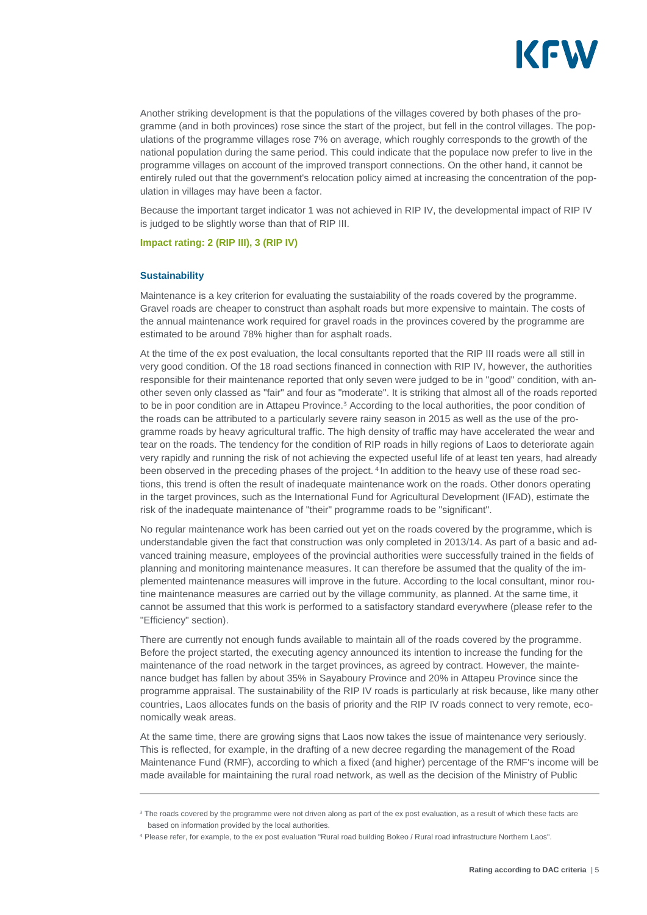Another striking development is that the populations of the villages covered by both phases of the programme (and in both provinces) rose since the start of the project, but fell in the control villages. The populations of the programme villages rose 7% on average, which roughly corresponds to the growth of the national population during the same period. This could indicate that the populace now prefer to live in the programme villages on account of the improved transport connections. On the other hand, it cannot be entirely ruled out that the government's relocation policy aimed at increasing the concentration of the population in villages may have been a factor.

Because the important target indicator 1 was not achieved in RIP IV, the developmental impact of RIP IV is judged to be slightly worse than that of RIP III.

**Impact rating: 2 (RIP III), 3 (RIP IV)**

### Sustainability

Maintenance is a key criterion for evaluating the sustaiability of the roads covered by the programme. Gravel roads are cheaper to construct than asphalt roads but more expensive to maintain. The costs of the annual maintenance work required for gravel roads in the provinces covered by the programme are estimated to be around 78% higher than for asphalt roads.

At the time of the ex post evaluation, the local consultants reported that the RIP III roads were all still in very good condition. Of the 18 road sections financed in connection with RIP IV, however, the authorities responsible for their maintenance reported that only seven were judged to be in "good" condition, with another seven only classed as "fair" and four as "moderate". It is striking that almost all of the roads reported to be in poor condition are in Attapeu Province.[3] According to the local authorities, the poor condition of the roads can be attributed to a particularly severe rainy season in 2015 as well as the use of the programme roads by heavy agricultural traffic. The high density of traffic may have accelerated the wear and tear on the roads. The tendency for the condition of RIP roads in hilly regions of Laos to deteriorate again very rapidly and running the risk of not achieving the expected useful life of at least ten years, had already been observed in the preceding phases of the project.[4] In addition to the heavy use of these road sections, this trend is often the result of inadequate maintenance work on the roads. Other donors operating in the target provinces, such as the International Fund for Agricultural Development (IFAD), estimate the risk of the inadequate maintenance of "their" programme roads to be "significant".

No regular maintenance work has been carried out yet on the roads covered by the programme, which is understandable given the fact that construction was only completed in 2013/14. As part of a basic and advanced training measure, employees of the provincial authorities were successfully trained in the fields of planning and monitoring maintenance measures. It can therefore be assumed that the quality of the implemented maintenance measures will improve in the future. According to the local consultant, minor routine maintenance measures are carried out by the village community, as planned. At the same time, it cannot be assumed that this work is performed to a satisfactory standard everywhere (please refer to the "Efficiency" section).

There are currently not enough funds available to maintain all of the roads covered by the programme. Before the project started, the executing agency announced its intention to increase the funding for the maintenance of the road network in the target provinces, as agreed by contract. However, the maintenance budget has fallen by about 35% in Sayaboury Province and 20% in Attapeu Province since the programme appraisal. The sustainability of the RIP IV roads is particularly at risk because, like many other countries, Laos allocates funds on the basis of priority and the RIP IV roads connect to very remote, economically weak areas.

At the same time, there are growing signs that Laos now takes the issue of maintenance very seriously. This is reflected, for example, in the drafting of a new decree regarding the management of the Road Maintenance Fund (RMF), according to which a fixed (and higher) percentage of the RMF's income will be made available for maintaining the rural road network, as well as the decision of the Ministry of Public

---

[3] The roads covered by the programme were not driven along as part of the ex post evaluation, as a result of which these facts are based on information provided by the local authorities.

[4] Please refer, for example, to the ex post evaluation "Rural road building Bokeo / Rural road infrastructure Northern Laos".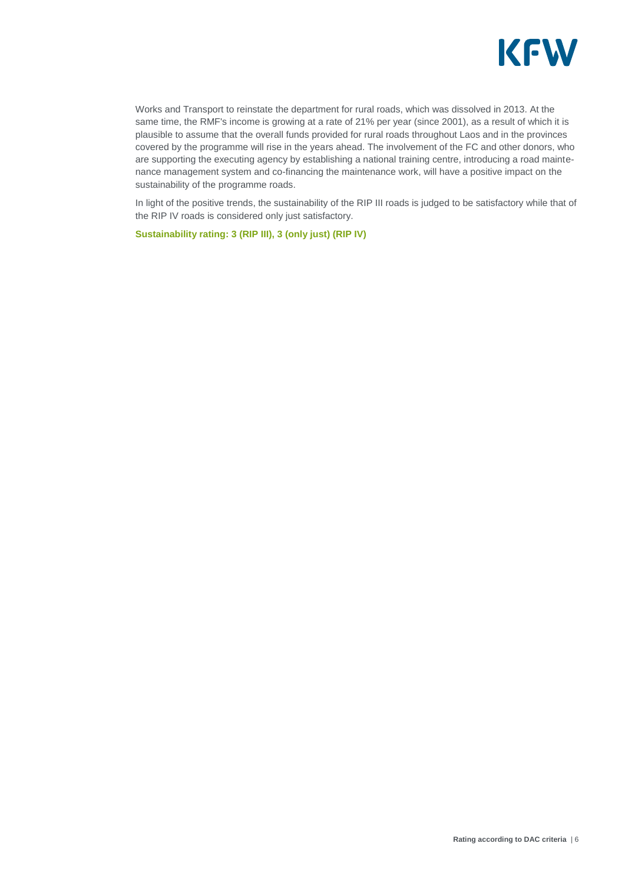Works and Transport to reinstate the department for rural roads, which was dissolved in 2013. At the same time, the RMF's income is growing at a rate of 21% per year (since 2001), as a result of which it is plausible to assume that the overall funds provided for rural roads throughout Laos and in the provinces covered by the programme will rise in the years ahead. The involvement of the FC and other donors, who are supporting the executing agency by establishing a national training centre, introducing a road maintenance management system and co-financing the maintenance work, will have a positive impact on the sustainability of the programme roads.

In light of the positive trends, the sustainability of the RIP III roads is judged to be satisfactory while that of the RIP IV roads is considered only just satisfactory.

**Sustainability rating: 3 (RIP III), 3 (only just) (RIP IV)**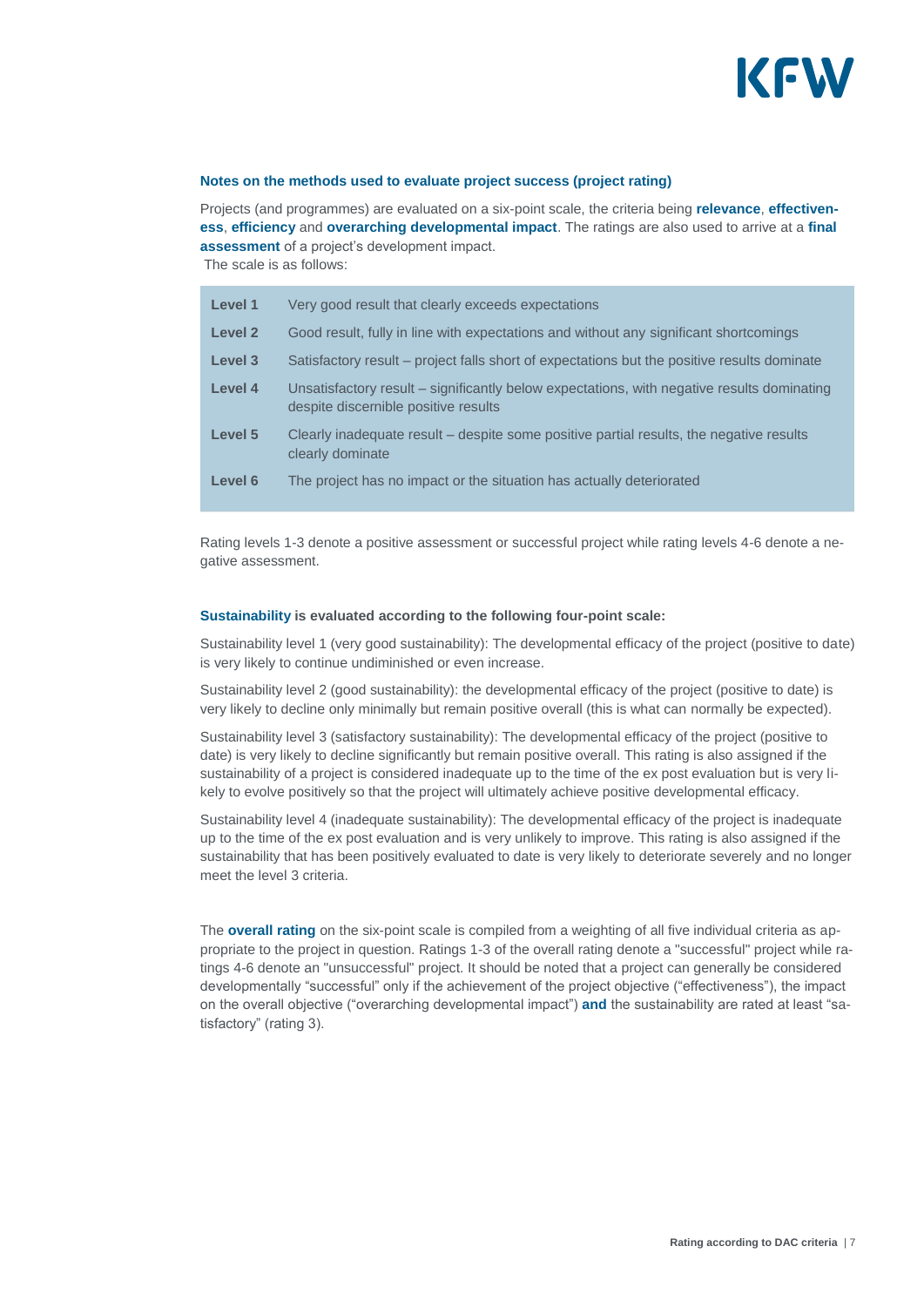### Notes on the methods used to evaluate project success (project rating)

Projects (and programmes) are evaluated on a six-point scale, the criteria being **relevance**, **effectiveness**, **efficiency** and **overarching developmental impact**. The ratings are also used to arrive at a **final assessment** of a project's development impact.

The scale is as follows:

| | |
|---|---|
| **Level 1** | Very good result that clearly exceeds expectations |
| **Level 2** | Good result, fully in line with expectations and without any significant shortcomings |
| **Level 3** | Satisfactory result – project falls short of expectations but the positive results dominate |
| **Level 4** | Unsatisfactory result – significantly below expectations, with negative results dominating despite discernible positive results |
| **Level 5** | Clearly inadequate result – despite some positive partial results, the negative results clearly dominate |
| **Level 6** | The project has no impact or the situation has actually deteriorated |

Rating levels 1-3 denote a positive assessment or successful project while rating levels 4-6 denote a negative assessment.

### Sustainability is evaluated according to the following four-point scale:

Sustainability level 1 (very good sustainability): The developmental efficacy of the project (positive to date) is very likely to continue undiminished or even increase.

Sustainability level 2 (good sustainability): the developmental efficacy of the project (positive to date) is very likely to decline only minimally but remain positive overall (this is what can normally be expected).

Sustainability level 3 (satisfactory sustainability): The developmental efficacy of the project (positive to date) is very likely to decline significantly but remain positive overall. This rating is also assigned if the sustainability of a project is considered inadequate up to the time of the ex post evaluation but is very likely to evolve positively so that the project will ultimately achieve positive developmental efficacy.

Sustainability level 4 (inadequate sustainability): The developmental efficacy of the project is inadequate up to the time of the ex post evaluation and is very unlikely to improve. This rating is also assigned if the sustainability that has been positively evaluated to date is very likely to deteriorate severely and no longer meet the level 3 criteria.

The **overall rating** on the six-point scale is compiled from a weighting of all five individual criteria as appropriate to the project in question. Ratings 1-3 of the overall rating denote a "successful" project while ratings 4-6 denote an "unsuccessful" project. It should be noted that a project can generally be considered developmentally "successful" only if the achievement of the project objective ("effectiveness"), the impact on the overall objective ("overarching developmental impact") **and** the sustainability are rated at least "satisfactory" (rating 3).